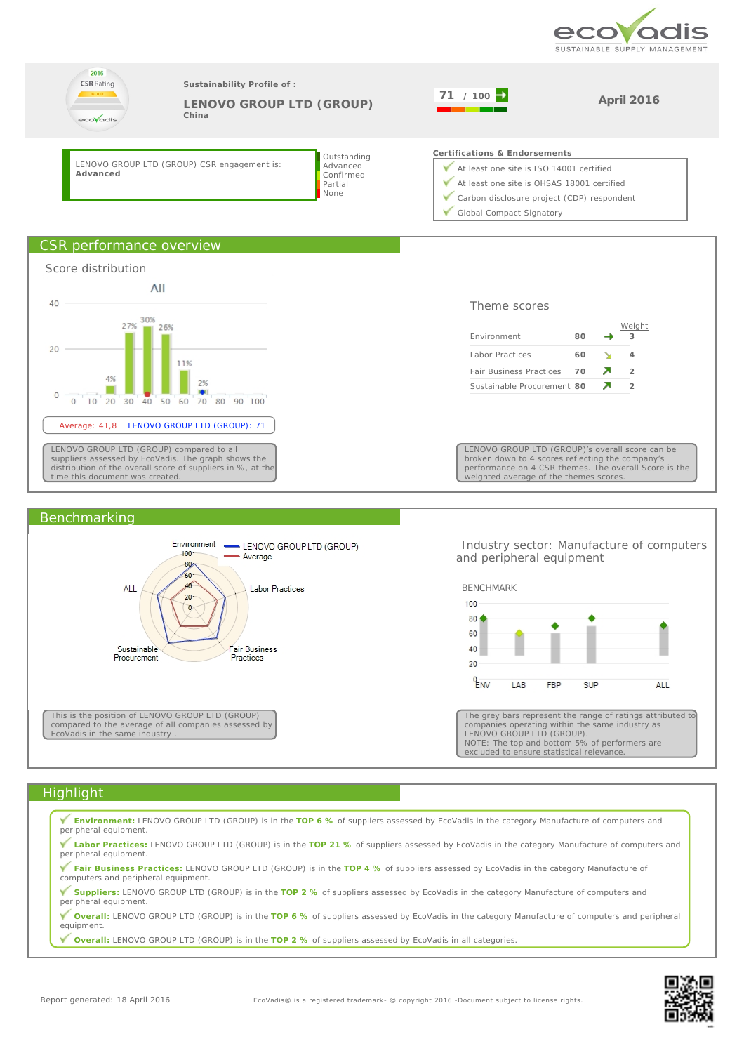ecovadis
SUSTAINABLE SUPPLY MANAGEMENT

2016 CSR Rating GOLD

**Sustainability Profile of :**

## LENOVO GROUP LTD (GROUP)

China

71 / 100

April 2016

LENOVO GROUP LTD (GROUP) CSR engagement is:
**Advanced**

Outstanding
Advanced
Confirmed
Partial
None

**Certifications & Endorsements**

- At least one site is ISO 14001 certified
- At least one site is OHSAS 18001 certified
- Carbon disclosure project (CDP) respondent
- Global Compact Signatory

## CSR performance overview

### Score distribution

All

| Score | 0 | 10 | 20 | 30 | 40 | 50 | 60 | 70 | 80 | 90 | 100 |
|---|---|---|---|---|---|---|---|---|---|---|---|
| % | | | 4% | 27% | 30% | 26% | 11% | 2% | | | |

Average: 41,8 LENOVO GROUP LTD (GROUP): 71

LENOVO GROUP LTD (GROUP) compared to all suppliers assessed by EcoVadis. The graph shows the distribution of the overall score of suppliers in %, at the time this document was created.

### Theme scores

| Theme | Score | Trend | Weight |
|---|---|---|---|
| Environment | 80 | → | 3 |
| Labor Practices | 60 | ↘ | 4 |
| Fair Business Practices | 70 | ↗ | 2 |
| Sustainable Procurement | 80 | ↗ | 2 |

LENOVO GROUP LTD (GROUP)'s overall score can be broken down to 4 scores reflecting the company's performance on 4 CSR themes. The overall Score is the weighted average of the themes scores.

## Benchmarking

Environment, Labor Practices, Fair Business Practices, Sustainable Procurement, ALL — LENOVO GROUP LTD (GROUP) / Average

This is the position of LENOVO GROUP LTD (GROUP) compared to the average of all companies assessed by EcoVadis in the same industry .

Industry sector: Manufacture of computers and peripheral equipment

BENCHMARK

ENV, LAB, FBP, SUP, ALL

The grey bars represent the range of ratings attributed to companies operating within the same industry as LENOVO GROUP LTD (GROUP).
NOTE: The top and bottom 5% of performers are excluded to ensure statistical relevance.

## Highlight

- **Environment:** LENOVO GROUP LTD (GROUP) is in the **TOP 6 %** of suppliers assessed by EcoVadis in the category Manufacture of computers and peripheral equipment.
- **Labor Practices:** LENOVO GROUP LTD (GROUP) is in the **TOP 21 %** of suppliers assessed by EcoVadis in the category Manufacture of computers and peripheral equipment.
- **Fair Business Practices:** LENOVO GROUP LTD (GROUP) is in the **TOP 4 %** of suppliers assessed by EcoVadis in the category Manufacture of computers and peripheral equipment.
- **Suppliers:** LENOVO GROUP LTD (GROUP) is in the **TOP 2 %** of suppliers assessed by EcoVadis in the category Manufacture of computers and peripheral equipment.
- **Overall:** LENOVO GROUP LTD (GROUP) is in the **TOP 6 %** of suppliers assessed by EcoVadis in the category Manufacture of computers and peripheral equipment.
- **Overall:** LENOVO GROUP LTD (GROUP) is in the **TOP 2 %** of suppliers assessed by EcoVadis in all categories.

Report generated: 18 April 2016

EcoVadis® is a registered trademark- © copyright 2016 -Document subject to license rights.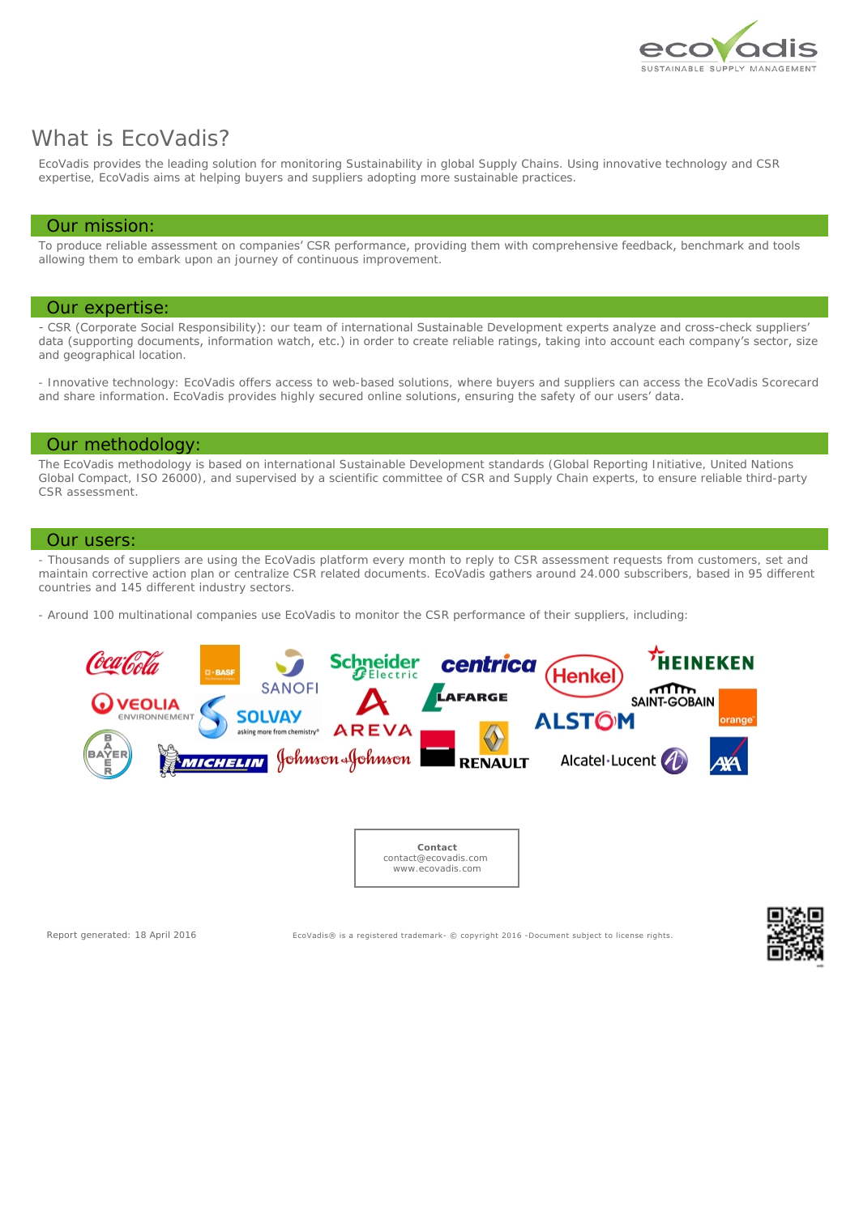# What is EcoVadis?

EcoVadis provides the leading solution for monitoring Sustainability in global Supply Chains. Using innovative technology and CSR expertise, EcoVadis aims at helping buyers and suppliers adopting more sustainable practices.

## Our mission:

To produce reliable assessment on companies' CSR performance, providing them with comprehensive feedback, benchmark and tools allowing them to embark upon an journey of continuous improvement.

## Our expertise:

- CSR (Corporate Social Responsibility): our team of international Sustainable Development experts analyze and cross-check suppliers' data (supporting documents, information watch, etc.) in order to create reliable ratings, taking into account each company's sector, size and geographical location.

- Innovative technology: EcoVadis offers access to web-based solutions, where buyers and suppliers can access the EcoVadis Scorecard and share information. EcoVadis provides highly secured online solutions, ensuring the safety of our users' data.

## Our methodology:

The EcoVadis methodology is based on international Sustainable Development standards (Global Reporting Initiative, United Nations Global Compact, ISO 26000), and supervised by a scientific committee of CSR and Supply Chain experts, to ensure reliable third-party CSR assessment.

## Our users:

- Thousands of suppliers are using the EcoVadis platform every month to reply to CSR assessment requests from customers, set and maintain corrective action plan or centralize CSR related documents. EcoVadis gathers around 24.000 subscribers, based in 95 different countries and 145 different industry sectors.

- Around 100 multinational companies use EcoVadis to monitor the CSR performance of their suppliers, including:

**Contact**
contact@ecovadis.com
www.ecovadis.com

Report generated: 18 April 2016

EcoVadis® is a registered trademark- © copyright 2016 -Document subject to license rights.